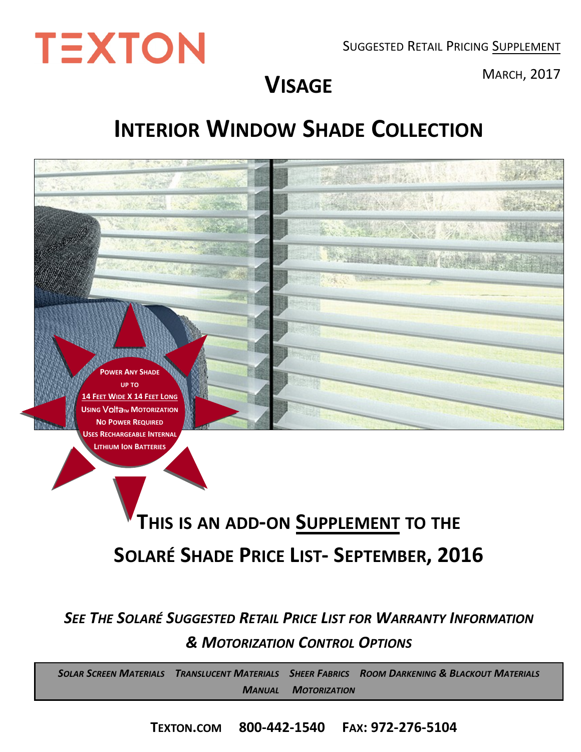# TEXTON

SUGGESTED RETAIL PRICING SUPPLEMENT

MARCH, 2017

# VISAGE

## INTERIOR WINDOW SHADE COLLECTION

POWER ANY SHADE
UP TO
14 FEET WIDE X 14 FEET LONG
USING Volta™ MOTORIZATION
NO POWER REQUIRED
USES RECHARGEABLE INTERNAL
LITHIUM ION BATTERIES

## THIS IS AN ADD-ON SUPPLEMENT TO THE SOLARÉ SHADE PRICE LIST- SEPTEMBER, 2016

***SEE THE SOLARÉ SUGGESTED RETAIL PRICE LIST FOR WARRANTY INFORMATION & MOTORIZATION CONTROL OPTIONS***

*SOLAR SCREEN MATERIALS   TRANSLUCENT MATERIALS   SHEER FABRICS   ROOM DARKENING & BLACKOUT MATERIALS*
*MANUAL   MOTORIZATION*

**TEXTON.COM   800-442-1540   FAX: 972-276-5104**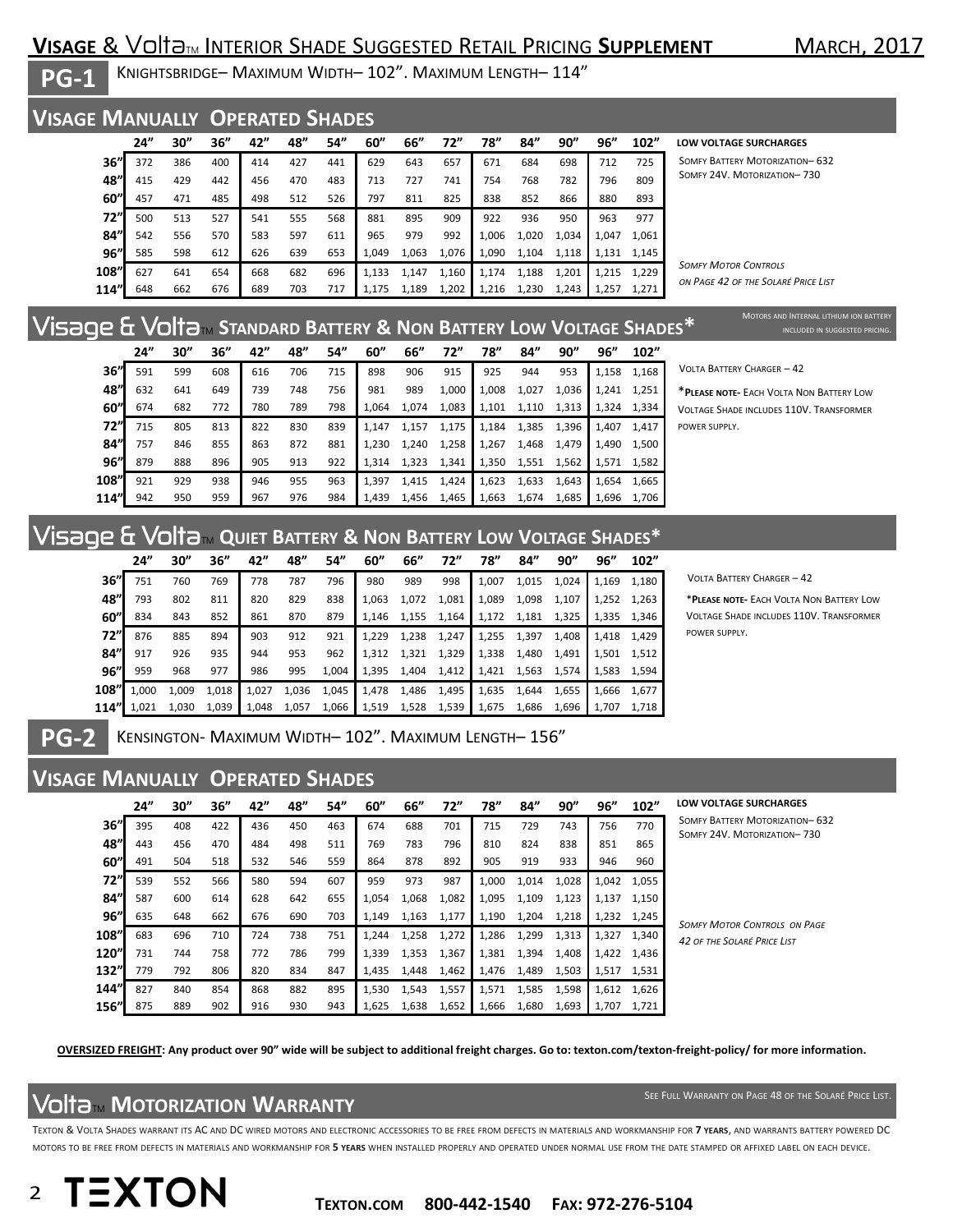# Visage & Volta™ Interior Shade Suggested Retail Pricing Supplement

March, 2017

## PG-1 Knightsbridge– Maximum Width– 102". Maximum Length– 114"

## Visage Manually Operated Shades

| | 24" | 30" | 36" | 42" | 48" | 54" | 60" | 66" | 72" | 78" | 84" | 90" | 96" | 102" |
|---|---|---|---|---|---|---|---|---|---|---|---|---|---|---|
| 36" | 372 | 386 | 400 | 414 | 427 | 441 | 629 | 643 | 657 | 671 | 684 | 698 | 712 | 725 |
| 48" | 415 | 429 | 442 | 456 | 470 | 483 | 713 | 727 | 741 | 754 | 768 | 782 | 796 | 809 |
| 60" | 457 | 471 | 485 | 498 | 512 | 526 | 797 | 811 | 825 | 838 | 852 | 866 | 880 | 893 |
| 72" | 500 | 513 | 527 | 541 | 555 | 568 | 881 | 895 | 909 | 922 | 936 | 950 | 963 | 977 |
| 84" | 542 | 556 | 570 | 583 | 597 | 611 | 965 | 979 | 992 | 1,006 | 1,020 | 1,034 | 1,047 | 1,061 |
| 96" | 585 | 598 | 612 | 626 | 639 | 653 | 1,049 | 1,063 | 1,076 | 1,090 | 1,104 | 1,118 | 1,131 | 1,145 |
| 108" | 627 | 641 | 654 | 668 | 682 | 696 | 1,133 | 1,147 | 1,160 | 1,174 | 1,188 | 1,201 | 1,215 | 1,229 |
| 114" | 648 | 662 | 676 | 689 | 703 | 717 | 1,175 | 1,189 | 1,202 | 1,216 | 1,230 | 1,243 | 1,257 | 1,271 |

**Low Voltage Surcharges**

Somfy Battery Motorization– 632

Somfy 24V. Motorization– 730

*Somfy Motor Controls on Page 42 of the Solaré Price List*

## Visage & Volta™ Standard Battery & Non Battery Low Voltage Shades*

Motors and internal lithium ion battery included in suggested pricing.

| | 24" | 30" | 36" | 42" | 48" | 54" | 60" | 66" | 72" | 78" | 84" | 90" | 96" | 102" |
|---|---|---|---|---|---|---|---|---|---|---|---|---|---|---|
| 36" | 591 | 599 | 608 | 616 | 706 | 715 | 898 | 906 | 915 | 925 | 944 | 953 | 1,158 | 1,168 |
| 48" | 632 | 641 | 649 | 739 | 748 | 756 | 981 | 989 | 1,000 | 1,008 | 1,027 | 1,036 | 1,241 | 1,251 |
| 60" | 674 | 682 | 772 | 780 | 789 | 798 | 1,064 | 1,074 | 1,083 | 1,101 | 1,110 | 1,313 | 1,324 | 1,334 |
| 72" | 715 | 805 | 813 | 822 | 830 | 839 | 1,147 | 1,157 | 1,175 | 1,184 | 1,385 | 1,396 | 1,407 | 1,417 |
| 84" | 757 | 846 | 855 | 863 | 872 | 881 | 1,230 | 1,240 | 1,258 | 1,267 | 1,468 | 1,479 | 1,490 | 1,500 |
| 96" | 879 | 888 | 896 | 905 | 913 | 922 | 1,314 | 1,323 | 1,341 | 1,350 | 1,551 | 1,562 | 1,571 | 1,582 |
| 108" | 921 | 929 | 938 | 946 | 955 | 963 | 1,397 | 1,415 | 1,424 | 1,623 | 1,633 | 1,643 | 1,654 | 1,665 |
| 114" | 942 | 950 | 959 | 967 | 976 | 984 | 1,439 | 1,456 | 1,465 | 1,663 | 1,674 | 1,685 | 1,696 | 1,706 |

Volta Battery Charger – 42

***Please note-** Each Volta Non Battery Low Voltage Shade includes 110V. Transformer power supply.

## Visage & Volta™ Quiet Battery & Non Battery Low Voltage Shades*

| | 24" | 30" | 36" | 42" | 48" | 54" | 60" | 66" | 72" | 78" | 84" | 90" | 96" | 102" |
|---|---|---|---|---|---|---|---|---|---|---|---|---|---|---|
| 36" | 751 | 760 | 769 | 778 | 787 | 796 | 980 | 989 | 998 | 1,007 | 1,015 | 1,024 | 1,169 | 1,180 |
| 48" | 793 | 802 | 811 | 820 | 829 | 838 | 1,063 | 1,072 | 1,081 | 1,089 | 1,098 | 1,107 | 1,252 | 1,263 |
| 60" | 834 | 843 | 852 | 861 | 870 | 879 | 1,146 | 1,155 | 1,164 | 1,172 | 1,181 | 1,325 | 1,335 | 1,346 |
| 72" | 876 | 885 | 894 | 903 | 912 | 921 | 1,229 | 1,238 | 1,247 | 1,255 | 1,397 | 1,408 | 1,418 | 1,429 |
| 84" | 917 | 926 | 935 | 944 | 953 | 962 | 1,312 | 1,321 | 1,329 | 1,338 | 1,480 | 1,491 | 1,501 | 1,512 |
| 96" | 959 | 968 | 977 | 986 | 995 | 1,004 | 1,395 | 1,404 | 1,412 | 1,421 | 1,563 | 1,574 | 1,583 | 1,594 |
| 108" | 1,000 | 1,009 | 1,018 | 1,027 | 1,036 | 1,045 | 1,478 | 1,486 | 1,495 | 1,635 | 1,644 | 1,655 | 1,666 | 1,677 |
| 114" | 1,021 | 1,030 | 1,039 | 1,048 | 1,057 | 1,066 | 1,519 | 1,528 | 1,539 | 1,675 | 1,686 | 1,696 | 1,707 | 1,718 |

Volta Battery Charger – 42

***Please note-** Each Volta Non Battery Low Voltage Shade includes 110V. Transformer power supply.

## PG-2 Kensington- Maximum Width– 102". Maximum Length– 156"

## Visage Manually Operated Shades

| | 24" | 30" | 36" | 42" | 48" | 54" | 60" | 66" | 72" | 78" | 84" | 90" | 96" | 102" |
|---|---|---|---|---|---|---|---|---|---|---|---|---|---|---|
| 36" | 395 | 408 | 422 | 436 | 450 | 463 | 674 | 688 | 701 | 715 | 729 | 743 | 756 | 770 |
| 48" | 443 | 456 | 470 | 484 | 498 | 511 | 769 | 783 | 796 | 810 | 824 | 838 | 851 | 865 |
| 60" | 491 | 504 | 518 | 532 | 546 | 559 | 864 | 878 | 892 | 905 | 919 | 933 | 946 | 960 |
| 72" | 539 | 552 | 566 | 580 | 594 | 607 | 959 | 973 | 987 | 1,000 | 1,014 | 1,028 | 1,042 | 1,055 |
| 84" | 587 | 600 | 614 | 628 | 642 | 655 | 1,054 | 1,068 | 1,082 | 1,095 | 1,109 | 1,123 | 1,137 | 1,150 |
| 96" | 635 | 648 | 662 | 676 | 690 | 703 | 1,149 | 1,163 | 1,177 | 1,190 | 1,204 | 1,218 | 1,232 | 1,245 |
| 108" | 683 | 696 | 710 | 724 | 738 | 751 | 1,244 | 1,258 | 1,272 | 1,286 | 1,299 | 1,313 | 1,327 | 1,340 |
| 120" | 731 | 744 | 758 | 772 | 786 | 799 | 1,339 | 1,353 | 1,367 | 1,381 | 1,394 | 1,408 | 1,422 | 1,436 |
| 132" | 779 | 792 | 806 | 820 | 834 | 847 | 1,435 | 1,448 | 1,462 | 1,476 | 1,489 | 1,503 | 1,517 | 1,531 |
| 144" | 827 | 840 | 854 | 868 | 882 | 895 | 1,530 | 1,543 | 1,557 | 1,571 | 1,585 | 1,598 | 1,612 | 1,626 |
| 156" | 875 | 889 | 902 | 916 | 930 | 943 | 1,625 | 1,638 | 1,652 | 1,666 | 1,680 | 1,693 | 1,707 | 1,721 |

**Low Voltage Surcharges**

Somfy Battery Motorization– 632

Somfy 24V. Motorization– 730

*Somfy Motor Controls on Page 42 of the Solaré Price List*

**Oversized Freight: Any product over 90" wide will be subject to additional freight charges. Go to: texton.com/texton-freight-policy/ for more information.**

## Volta™ Motorization Warranty

See Full Warranty on Page 48 of the Solaré Price List.

Texton & Volta Shades warrant its AC and DC wired motors and electronic accessories to be free from defects in materials and workmanship for **7 years**, and warrants battery powered DC motors to be free from defects in materials and workmanship for **5 years** when installed properly and operated under normal use from the date stamped or affixed label on each device.

TEXTON — **Texton.com 800-442-1540 Fax: 972-276-5104**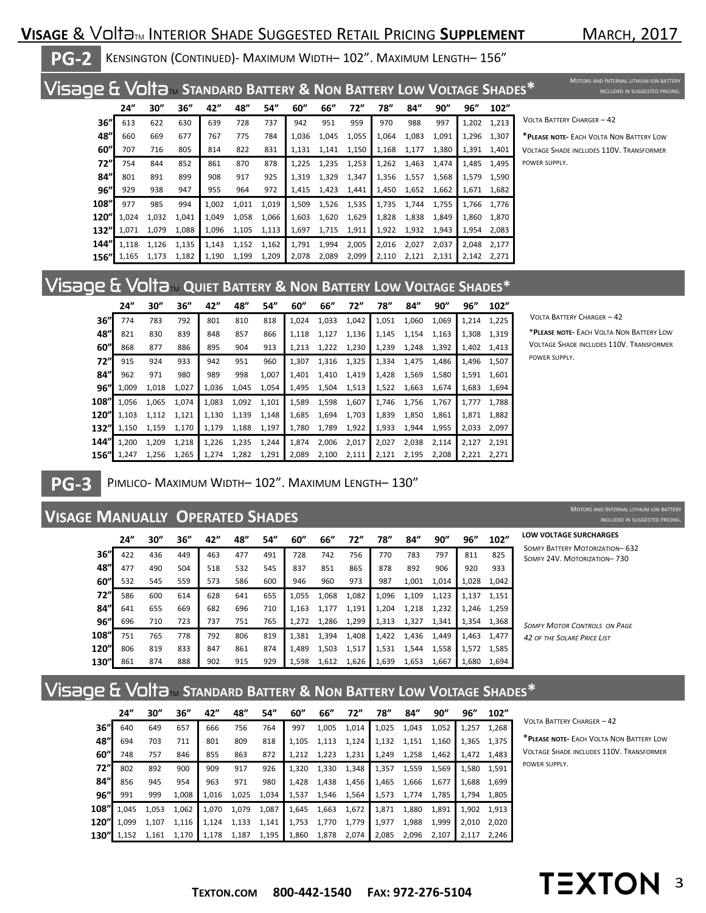## PG-2 Kensington (Continued)- Maximum Width– 102". Maximum Length– 156"

### Visage & Volta™ Standard Battery & Non Battery Low Voltage Shades*

Motors and internal lithium ion battery included in suggested pricing.

| | 24" | 30" | 36" | 42" | 48" | 54" | 60" | 66" | 72" | 78" | 84" | 90" | 96" | 102" |
|---|---|---|---|---|---|---|---|---|---|---|---|---|---|---|
| 36" | 613 | 622 | 630 | 639 | 728 | 737 | 942 | 951 | 959 | 970 | 988 | 997 | 1,202 | 1,213 |
| 48" | 660 | 669 | 677 | 767 | 775 | 784 | 1,036 | 1,045 | 1,055 | 1,064 | 1,083 | 1,091 | 1,296 | 1,307 |
| 60" | 707 | 716 | 805 | 814 | 822 | 831 | 1,131 | 1,141 | 1,150 | 1,168 | 1,177 | 1,380 | 1,391 | 1,401 |
| 72" | 754 | 844 | 852 | 861 | 870 | 878 | 1,225 | 1,235 | 1,253 | 1,262 | 1,463 | 1,474 | 1,485 | 1,495 |
| 84" | 801 | 891 | 899 | 908 | 917 | 925 | 1,319 | 1,329 | 1,347 | 1,356 | 1,557 | 1,568 | 1,579 | 1,590 |
| 96" | 929 | 938 | 947 | 955 | 964 | 972 | 1,415 | 1,423 | 1,441 | 1,450 | 1,652 | 1,662 | 1,671 | 1,682 |
| 108" | 977 | 985 | 994 | 1,002 | 1,011 | 1,019 | 1,509 | 1,526 | 1,535 | 1,735 | 1,744 | 1,755 | 1,766 | 1,776 |
| 120" | 1,024 | 1,032 | 1,041 | 1,049 | 1,058 | 1,066 | 1,603 | 1,620 | 1,629 | 1,828 | 1,838 | 1,849 | 1,860 | 1,870 |
| 132" | 1,071 | 1,079 | 1,088 | 1,096 | 1,105 | 1,113 | 1,697 | 1,715 | 1,911 | 1,922 | 1,932 | 1,943 | 1,954 | 2,083 |
| 144" | 1,118 | 1,126 | 1,135 | 1,143 | 1,152 | 1,162 | 1,791 | 1,994 | 2,005 | 2,016 | 2,027 | 2,037 | 2,048 | 2,177 |
| 156" | 1,165 | 1,173 | 1,182 | 1,190 | 1,199 | 1,209 | 2,078 | 2,089 | 2,099 | 2,110 | 2,121 | 2,131 | 2,142 | 2,271 |

Volta Battery Charger – 42

***Please note-** Each Volta Non Battery Low Voltage Shade includes 110V. Transformer power supply.

### Visage & Volta™ Quiet Battery & Non Battery Low Voltage Shades*

| | 24" | 30" | 36" | 42" | 48" | 54" | 60" | 66" | 72" | 78" | 84" | 90" | 96" | 102" |
|---|---|---|---|---|---|---|---|---|---|---|---|---|---|---|
| 36" | 774 | 783 | 792 | 801 | 810 | 818 | 1,024 | 1,033 | 1,042 | 1,051 | 1,060 | 1,069 | 1,214 | 1,225 |
| 48" | 821 | 830 | 839 | 848 | 857 | 866 | 1,118 | 1,127 | 1,136 | 1,145 | 1,154 | 1,163 | 1,308 | 1,319 |
| 60" | 868 | 877 | 886 | 895 | 904 | 913 | 1,213 | 1,222 | 1,230 | 1,239 | 1,248 | 1,392 | 1,402 | 1,413 |
| 72" | 915 | 924 | 933 | 942 | 951 | 960 | 1,307 | 1,316 | 1,325 | 1,334 | 1,475 | 1,486 | 1,496 | 1,507 |
| 84" | 962 | 971 | 980 | 989 | 998 | 1,007 | 1,401 | 1,410 | 1,419 | 1,428 | 1,569 | 1,580 | 1,591 | 1,601 |
| 96" | 1,009 | 1,018 | 1,027 | 1,036 | 1,045 | 1,054 | 1,495 | 1,504 | 1,513 | 1,522 | 1,663 | 1,674 | 1,683 | 1,694 |
| 108" | 1,056 | 1,065 | 1,074 | 1,083 | 1,092 | 1,101 | 1,589 | 1,598 | 1,607 | 1,746 | 1,756 | 1,767 | 1,777 | 1,788 |
| 120" | 1,103 | 1,112 | 1,121 | 1,130 | 1,139 | 1,148 | 1,685 | 1,694 | 1,703 | 1,839 | 1,850 | 1,861 | 1,871 | 1,882 |
| 132" | 1,150 | 1,159 | 1,170 | 1,179 | 1,188 | 1,197 | 1,780 | 1,789 | 1,922 | 1,933 | 1,944 | 1,955 | 2,033 | 2,097 |
| 144" | 1,200 | 1,209 | 1,218 | 1,226 | 1,235 | 1,244 | 1,874 | 2,006 | 2,017 | 2,027 | 2,038 | 2,114 | 2,127 | 2,191 |
| 156" | 1,247 | 1,256 | 1,265 | 1,274 | 1,282 | 1,291 | 2,089 | 2,100 | 2,111 | 2,121 | 2,195 | 2,208 | 2,221 | 2,271 |

Volta Battery Charger – 42

***Please note-** Each Volta Non Battery Low Voltage Shade includes 110V. Transformer power supply.

## PG-3 Pimlico- Maximum Width– 102". Maximum Length– 130"

### Visage Manually Operated Shades

Motors and internal lithium ion battery included in suggested pricing.

| | 24" | 30" | 36" | 42" | 48" | 54" | 60" | 66" | 72" | 78" | 84" | 90" | 96" | 102" |
|---|---|---|---|---|---|---|---|---|---|---|---|---|---|---|
| 36" | 422 | 436 | 449 | 463 | 477 | 491 | 728 | 742 | 756 | 770 | 783 | 797 | 811 | 825 |
| 48" | 477 | 490 | 504 | 518 | 532 | 545 | 837 | 851 | 865 | 878 | 892 | 906 | 920 | 933 |
| 60" | 532 | 545 | 559 | 573 | 586 | 600 | 946 | 960 | 973 | 987 | 1,001 | 1,014 | 1,028 | 1,042 |
| 72" | 586 | 600 | 614 | 628 | 641 | 655 | 1,055 | 1,068 | 1,082 | 1,096 | 1,109 | 1,123 | 1,137 | 1,151 |
| 84" | 641 | 655 | 669 | 682 | 696 | 710 | 1,163 | 1,177 | 1,191 | 1,204 | 1,218 | 1,232 | 1,246 | 1,259 |
| 96" | 696 | 710 | 723 | 737 | 751 | 765 | 1,272 | 1,286 | 1,299 | 1,313 | 1,327 | 1,341 | 1,354 | 1,368 |
| 108" | 751 | 765 | 778 | 792 | 806 | 819 | 1,381 | 1,394 | 1,408 | 1,422 | 1,436 | 1,449 | 1,463 | 1,477 |
| 120" | 806 | 819 | 833 | 847 | 861 | 874 | 1,489 | 1,503 | 1,517 | 1,531 | 1,544 | 1,558 | 1,572 | 1,585 |
| 130" | 861 | 874 | 888 | 902 | 915 | 929 | 1,598 | 1,612 | 1,626 | 1,639 | 1,653 | 1,667 | 1,680 | 1,694 |

**Low Voltage Surcharges**

Somfy Battery Motorization– 632
Somfy 24V. Motorization– 730

*Somfy Motor Controls on Page 42 of the Solaré Price List*

### Visage & Volta™ Standard Battery & Non Battery Low Voltage Shades*

| | 24" | 30" | 36" | 42" | 48" | 54" | 60" | 66" | 72" | 78" | 84" | 90" | 96" | 102" |
|---|---|---|---|---|---|---|---|---|---|---|---|---|---|---|
| 36" | 640 | 649 | 657 | 666 | 756 | 764 | 997 | 1,005 | 1,014 | 1,025 | 1,043 | 1,052 | 1,257 | 1,268 |
| 48" | 694 | 703 | 711 | 801 | 809 | 818 | 1,105 | 1,113 | 1,124 | 1,132 | 1,151 | 1,160 | 1,365 | 1,375 |
| 60" | 748 | 757 | 846 | 855 | 863 | 872 | 1,212 | 1,223 | 1,231 | 1,249 | 1,258 | 1,462 | 1,472 | 1,483 |
| 72" | 802 | 892 | 900 | 909 | 917 | 926 | 1,320 | 1,330 | 1,348 | 1,357 | 1,559 | 1,569 | 1,580 | 1,591 |
| 84" | 856 | 945 | 954 | 963 | 971 | 980 | 1,428 | 1,438 | 1,456 | 1,465 | 1,666 | 1,677 | 1,688 | 1,699 |
| 96" | 991 | 999 | 1,008 | 1,016 | 1,025 | 1,034 | 1,537 | 1,546 | 1,564 | 1,573 | 1,774 | 1,785 | 1,794 | 1,805 |
| 108" | 1,045 | 1,053 | 1,062 | 1,070 | 1,079 | 1,087 | 1,645 | 1,663 | 1,672 | 1,871 | 1,880 | 1,891 | 1,902 | 1,913 |
| 120" | 1,099 | 1,107 | 1,116 | 1,124 | 1,133 | 1,141 | 1,753 | 1,770 | 1,779 | 1,977 | 1,988 | 1,999 | 2,010 | 2,020 |
| 130" | 1,152 | 1,161 | 1,170 | 1,178 | 1,187 | 1,195 | 1,860 | 1,878 | 2,074 | 2,085 | 2,096 | 2,107 | 2,117 | 2,246 |

Volta Battery Charger – 42

***Please note-** Each Volta Non Battery Low Voltage Shade includes 110V. Transformer power supply.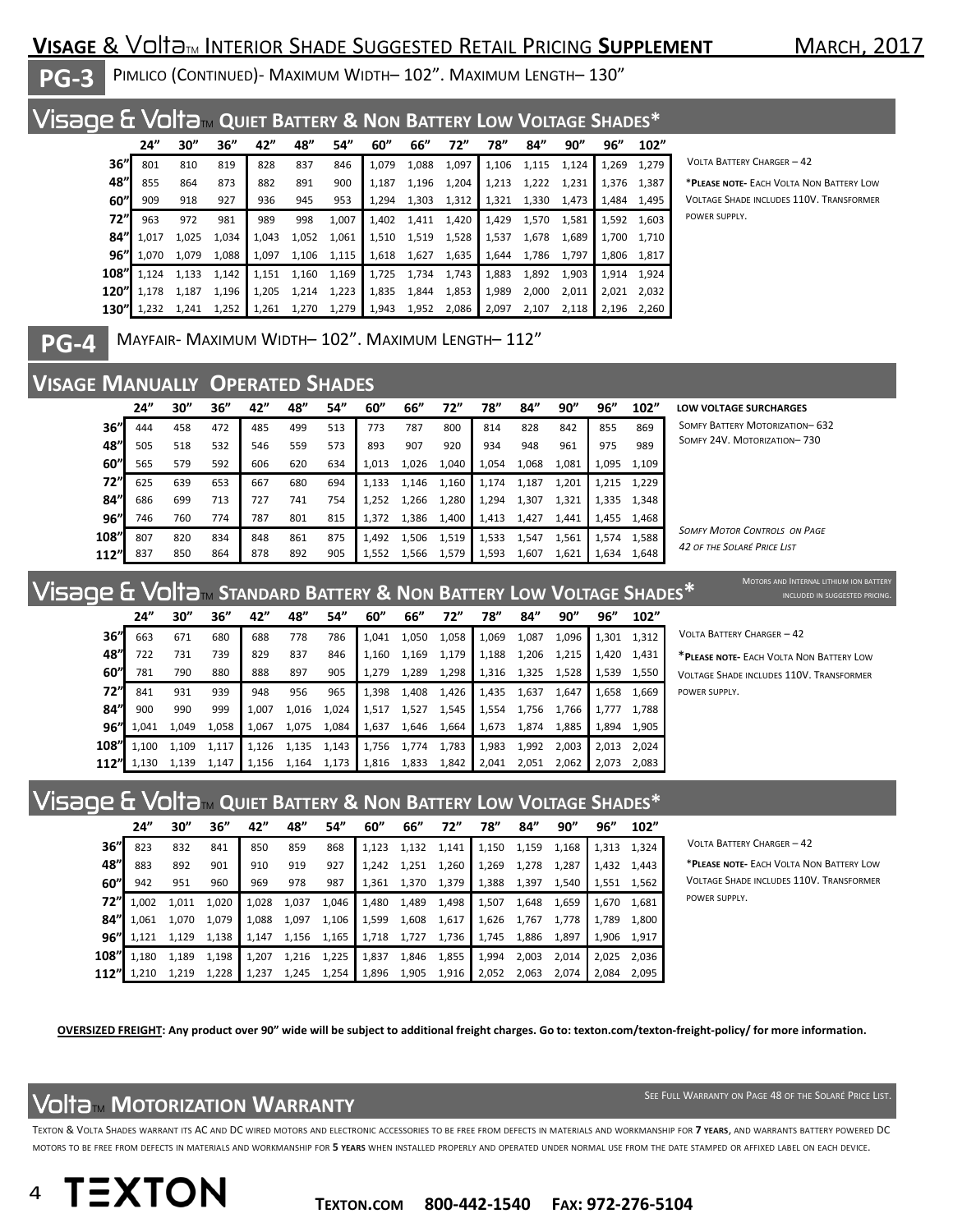## PG-3 Pimlico (Continued)- Maximum Width– 102". Maximum Length– 130"

### Visage & Volta™ Quiet Battery & Non Battery Low Voltage Shades*

| | 24" | 30" | 36" | 42" | 48" | 54" | 60" | 66" | 72" | 78" | 84" | 90" | 96" | 102" |
|---|---|---|---|---|---|---|---|---|---|---|---|---|---|---|
| 36" | 801 | 810 | 819 | 828 | 837 | 846 | 1,079 | 1,088 | 1,097 | 1,106 | 1,115 | 1,124 | 1,269 | 1,279 |
| 48" | 855 | 864 | 873 | 882 | 891 | 900 | 1,187 | 1,196 | 1,204 | 1,213 | 1,222 | 1,231 | 1,376 | 1,387 |
| 60" | 909 | 918 | 927 | 936 | 945 | 953 | 1,294 | 1,303 | 1,312 | 1,321 | 1,330 | 1,473 | 1,484 | 1,495 |
| 72" | 963 | 972 | 981 | 989 | 998 | 1,007 | 1,402 | 1,411 | 1,420 | 1,429 | 1,570 | 1,581 | 1,592 | 1,603 |
| 84" | 1,017 | 1,025 | 1,034 | 1,043 | 1,052 | 1,061 | 1,510 | 1,519 | 1,528 | 1,537 | 1,678 | 1,689 | 1,700 | 1,710 |
| 96" | 1,070 | 1,079 | 1,088 | 1,097 | 1,106 | 1,115 | 1,618 | 1,627 | 1,635 | 1,644 | 1,786 | 1,797 | 1,806 | 1,817 |
| 108" | 1,124 | 1,133 | 1,142 | 1,151 | 1,160 | 1,169 | 1,725 | 1,734 | 1,743 | 1,883 | 1,892 | 1,903 | 1,914 | 1,924 |
| 120" | 1,178 | 1,187 | 1,196 | 1,205 | 1,214 | 1,223 | 1,835 | 1,844 | 1,853 | 1,989 | 2,000 | 2,011 | 2,021 | 2,032 |
| 130" | 1,232 | 1,241 | 1,252 | 1,261 | 1,270 | 1,279 | 1,943 | 1,952 | 2,086 | 2,097 | 2,107 | 2,118 | 2,196 | 2,260 |

Volta Battery Charger – 42

***Please note-** Each Volta Non Battery Low Voltage Shade includes 110V. Transformer power supply.

## PG-4 Mayfair- Maximum Width– 102". Maximum Length– 112"

### Visage Manually Operated Shades

| | 24" | 30" | 36" | 42" | 48" | 54" | 60" | 66" | 72" | 78" | 84" | 90" | 96" | 102" |
|---|---|---|---|---|---|---|---|---|---|---|---|---|---|---|
| 36" | 444 | 458 | 472 | 485 | 499 | 513 | 773 | 787 | 800 | 814 | 828 | 842 | 855 | 869 |
| 48" | 505 | 518 | 532 | 546 | 559 | 573 | 893 | 907 | 920 | 934 | 948 | 961 | 975 | 989 |
| 60" | 565 | 579 | 592 | 606 | 620 | 634 | 1,013 | 1,026 | 1,040 | 1,054 | 1,068 | 1,081 | 1,095 | 1,109 |
| 72" | 625 | 639 | 653 | 667 | 680 | 694 | 1,133 | 1,146 | 1,160 | 1,174 | 1,187 | 1,201 | 1,215 | 1,229 |
| 84" | 686 | 699 | 713 | 727 | 741 | 754 | 1,252 | 1,266 | 1,280 | 1,294 | 1,307 | 1,321 | 1,335 | 1,348 |
| 96" | 746 | 760 | 774 | 787 | 801 | 815 | 1,372 | 1,386 | 1,400 | 1,413 | 1,427 | 1,441 | 1,455 | 1,468 |
| 108" | 807 | 820 | 834 | 848 | 861 | 875 | 1,492 | 1,506 | 1,519 | 1,533 | 1,547 | 1,561 | 1,574 | 1,588 |
| 112" | 837 | 850 | 864 | 878 | 892 | 905 | 1,552 | 1,566 | 1,579 | 1,593 | 1,607 | 1,621 | 1,634 | 1,648 |

**Low Voltage Surcharges**

Somfy Battery Motorization– 632

Somfy 24V. Motorization– 730

*Somfy Motor Controls on Page 42 of the Solaré Price List*

### Visage & Volta™ Standard Battery & Non Battery Low Voltage Shades*

Motors and internal lithium ion battery included in suggested pricing.

| | 24" | 30" | 36" | 42" | 48" | 54" | 60" | 66" | 72" | 78" | 84" | 90" | 96" | 102" |
|---|---|---|---|---|---|---|---|---|---|---|---|---|---|---|
| 36" | 663 | 671 | 680 | 688 | 778 | 786 | 1,041 | 1,050 | 1,058 | 1,069 | 1,087 | 1,096 | 1,301 | 1,312 |
| 48" | 722 | 731 | 739 | 829 | 837 | 846 | 1,160 | 1,169 | 1,179 | 1,188 | 1,206 | 1,215 | 1,420 | 1,431 |
| 60" | 781 | 790 | 880 | 888 | 897 | 905 | 1,279 | 1,289 | 1,298 | 1,316 | 1,325 | 1,528 | 1,539 | 1,550 |
| 72" | 841 | 931 | 939 | 948 | 956 | 965 | 1,398 | 1,408 | 1,426 | 1,435 | 1,637 | 1,647 | 1,658 | 1,669 |
| 84" | 900 | 990 | 999 | 1,007 | 1,016 | 1,024 | 1,517 | 1,527 | 1,545 | 1,554 | 1,756 | 1,766 | 1,777 | 1,788 |
| 96" | 1,041 | 1,049 | 1,058 | 1,067 | 1,075 | 1,084 | 1,637 | 1,646 | 1,664 | 1,673 | 1,874 | 1,885 | 1,894 | 1,905 |
| 108" | 1,100 | 1,109 | 1,117 | 1,126 | 1,135 | 1,143 | 1,756 | 1,774 | 1,783 | 1,983 | 1,992 | 2,003 | 2,013 | 2,024 |
| 112" | 1,130 | 1,139 | 1,147 | 1,156 | 1,164 | 1,173 | 1,816 | 1,833 | 1,842 | 2,041 | 2,051 | 2,062 | 2,073 | 2,083 |

Volta Battery Charger – 42

***Please note-** Each Volta Non Battery Low Voltage Shade includes 110V. Transformer power supply.

### Visage & Volta™ Quiet Battery & Non Battery Low Voltage Shades*

| | 24" | 30" | 36" | 42" | 48" | 54" | 60" | 66" | 72" | 78" | 84" | 90" | 96" | 102" |
|---|---|---|---|---|---|---|---|---|---|---|---|---|---|---|
| 36" | 823 | 832 | 841 | 850 | 859 | 868 | 1,123 | 1,132 | 1,141 | 1,150 | 1,159 | 1,168 | 1,313 | 1,324 |
| 48" | 883 | 892 | 901 | 910 | 919 | 927 | 1,242 | 1,251 | 1,260 | 1,269 | 1,278 | 1,287 | 1,432 | 1,443 |
| 60" | 942 | 951 | 960 | 969 | 978 | 987 | 1,361 | 1,370 | 1,379 | 1,388 | 1,397 | 1,540 | 1,551 | 1,562 |
| 72" | 1,002 | 1,011 | 1,020 | 1,028 | 1,037 | 1,046 | 1,480 | 1,489 | 1,498 | 1,507 | 1,648 | 1,659 | 1,670 | 1,681 |
| 84" | 1,061 | 1,070 | 1,079 | 1,088 | 1,097 | 1,106 | 1,599 | 1,608 | 1,617 | 1,626 | 1,767 | 1,778 | 1,789 | 1,800 |
| 96" | 1,121 | 1,129 | 1,138 | 1,147 | 1,156 | 1,165 | 1,718 | 1,727 | 1,736 | 1,745 | 1,886 | 1,897 | 1,906 | 1,917 |
| 108" | 1,180 | 1,189 | 1,198 | 1,207 | 1,216 | 1,225 | 1,837 | 1,846 | 1,855 | 1,994 | 2,003 | 2,014 | 2,025 | 2,036 |
| 112" | 1,210 | 1,219 | 1,228 | 1,237 | 1,245 | 1,254 | 1,896 | 1,905 | 1,916 | 2,052 | 2,063 | 2,074 | 2,084 | 2,095 |

Volta Battery Charger – 42

***Please note-** Each Volta Non Battery Low Voltage Shade includes 110V. Transformer power supply.

**OVERSIZED FREIGHT: Any product over 90" wide will be subject to additional freight charges. Go to: texton.com/texton-freight-policy/ for more information.**

## Volta™ Motorization Warranty

See Full Warranty on Page 48 of the Solaré Price List.

Texton & Volta Shades warrant its AC and DC wired motors and electronic accessories to be free from defects in materials and workmanship for **7 years**, and warrants battery powered DC motors to be free from defects in materials and workmanship for **5 years** when installed properly and operated under normal use from the date stamped or affixed label on each device.

TEXTON

**Texton.com 800-442-1540 Fax: 972-276-5104**